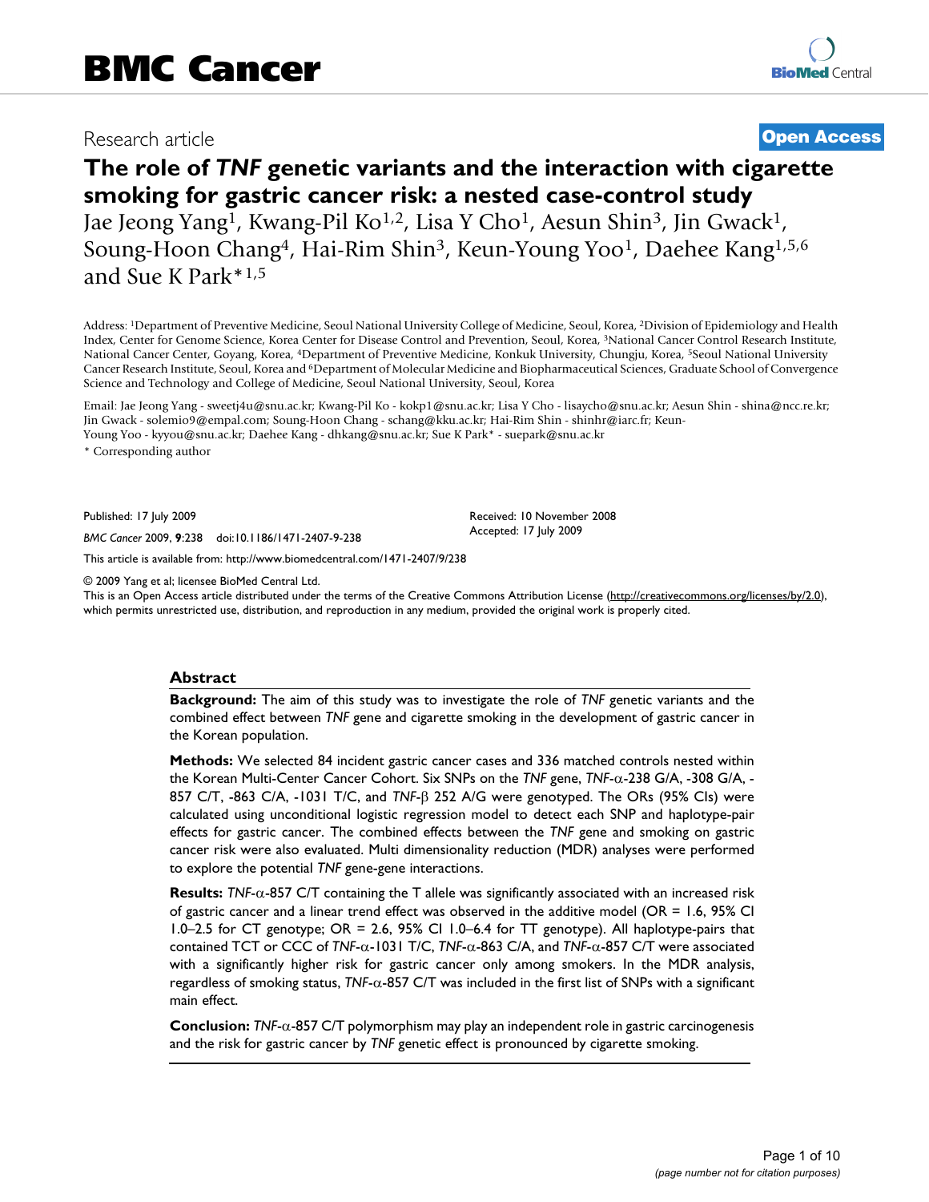BMC Cancer

Research article

**Open Access**

# The role of *TNF* genetic variants and the interaction with cigarette smoking for gastric cancer risk: a nested case-control study

Jae Jeong Yang[1], Kwang-Pil Ko[1,2], Lisa Y Cho[1], Aesun Shin[3], Jin Gwack[1], Soung-Hoon Chang[4], Hai-Rim Shin[3], Keun-Young Yoo[1], Daehee Kang[1,5,6] and Sue K Park*[1,5]

Address: [1]Department of Preventive Medicine, Seoul National University College of Medicine, Seoul, Korea, [2]Division of Epidemiology and Health Index, Center for Genome Science, Korea Center for Disease Control and Prevention, Seoul, Korea, [3]National Cancer Control Research Institute, National Cancer Center, Goyang, Korea, [4]Department of Preventive Medicine, Konkuk University, Chungju, Korea, [5]Seoul National University Cancer Research Institute, Seoul, Korea and [6]Department of Molecular Medicine and Biopharmaceutical Sciences, Graduate School of Convergence Science and Technology and College of Medicine, Seoul National University, Seoul, Korea

Email: Jae Jeong Yang - sweetj4u@snu.ac.kr; Kwang-Pil Ko - kokp1@snu.ac.kr; Lisa Y Cho - lisaycho@snu.ac.kr; Aesun Shin - shina@ncc.re.kr; Jin Gwack - solemio9@empal.com; Soung-Hoon Chang - schang@kku.ac.kr; Hai-Rim Shin - shinhr@iarc.fr; Keun-Young Yoo - kyyou@snu.ac.kr; Daehee Kang - dhkang@snu.ac.kr; Sue K Park* - suepark@snu.ac.kr

\* Corresponding author

Published: 17 July 2009

*BMC Cancer* 2009, **9**:238 doi:10.1186/1471-2407-9-238

Received: 10 November 2008
Accepted: 17 July 2009

This article is available from: http://www.biomedcentral.com/1471-2407/9/238

© 2009 Yang et al; licensee BioMed Central Ltd.
This is an Open Access article distributed under the terms of the Creative Commons Attribution License (http://creativecommons.org/licenses/by/2.0), which permits unrestricted use, distribution, and reproduction in any medium, provided the original work is properly cited.

## Abstract

**Background:** The aim of this study was to investigate the role of *TNF* genetic variants and the combined effect between *TNF* gene and cigarette smoking in the development of gastric cancer in the Korean population.

**Methods:** We selected 84 incident gastric cancer cases and 336 matched controls nested within the Korean Multi-Center Cancer Cohort. Six SNPs on the *TNF* gene, *TNF*-α-238 G/A, -308 G/A, -857 C/T, -863 C/A, -1031 T/C, and *TNF*-β 252 A/G were genotyped. The ORs (95% CIs) were calculated using unconditional logistic regression model to detect each SNP and haplotype-pair effects for gastric cancer. The combined effects between the *TNF* gene and smoking on gastric cancer risk were also evaluated. Multi dimensionality reduction (MDR) analyses were performed to explore the potential *TNF* gene-gene interactions.

**Results:** *TNF*-α-857 C/T containing the T allele was significantly associated with an increased risk of gastric cancer and a linear trend effect was observed in the additive model (OR = 1.6, 95% CI 1.0–2.5 for CT genotype; OR = 2.6, 95% CI 1.0–6.4 for TT genotype). All haplotype-pairs that contained TCT or CCC of *TNF*-α-1031 T/C, *TNF*-α-863 C/A, and *TNF*-α-857 C/T were associated with a significantly higher risk for gastric cancer only among smokers. In the MDR analysis, regardless of smoking status, *TNF*-α-857 C/T was included in the first list of SNPs with a significant main effect.

**Conclusion:** *TNF*-α-857 C/T polymorphism may play an independent role in gastric carcinogenesis and the risk for gastric cancer by *TNF* genetic effect is pronounced by cigarette smoking.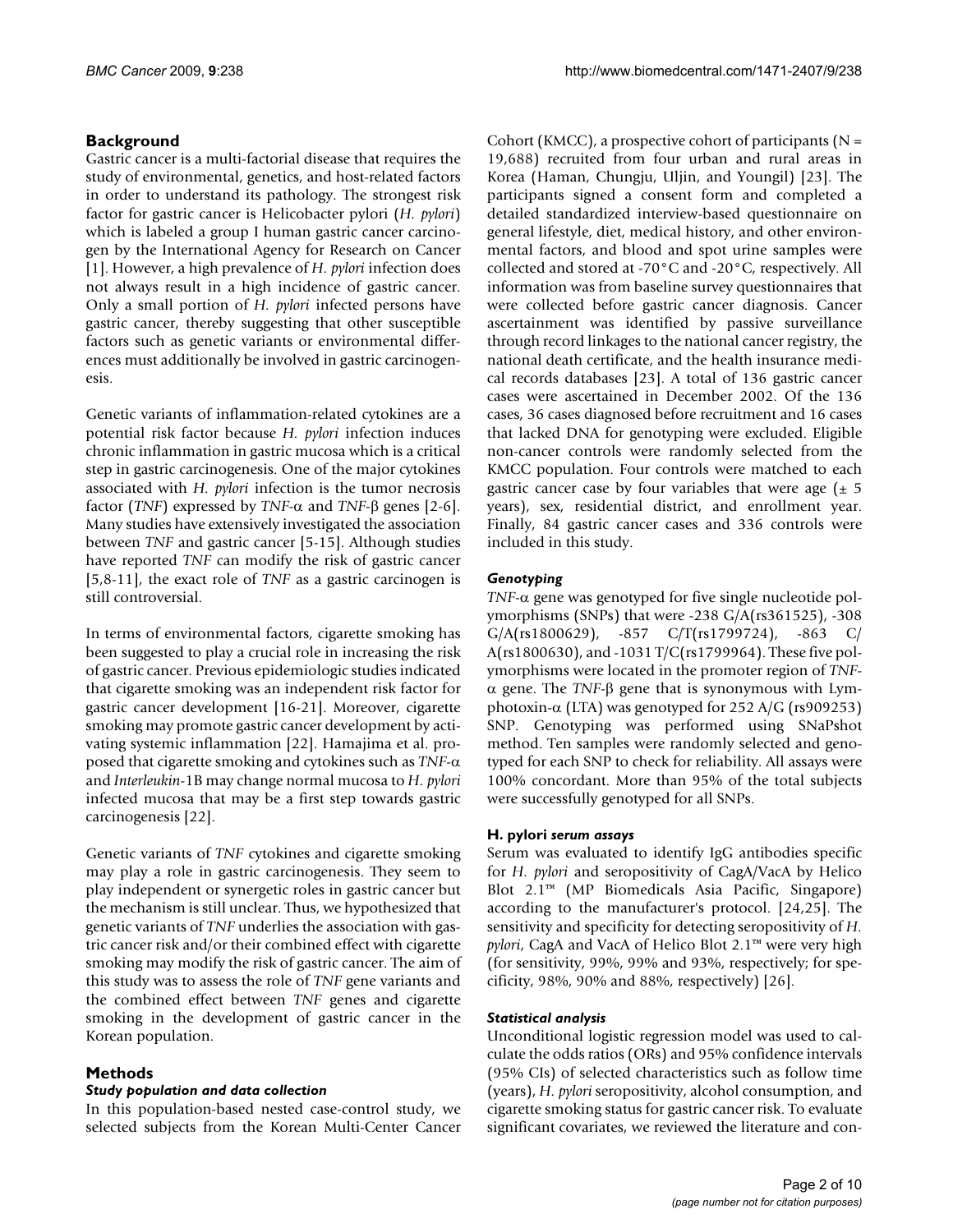## Background

Gastric cancer is a multi-factorial disease that requires the study of environmental, genetics, and host-related factors in order to understand its pathology. The strongest risk factor for gastric cancer is Helicobacter pylori (*H. pylori*) which is labeled a group I human gastric cancer carcinogen by the International Agency for Research on Cancer [1]. However, a high prevalence of *H. pylori* infection does not always result in a high incidence of gastric cancer. Only a small portion of *H. pylori* infected persons have gastric cancer, thereby suggesting that other susceptible factors such as genetic variants or environmental differences must additionally be involved in gastric carcinogenesis.

Genetic variants of inflammation-related cytokines are a potential risk factor because *H. pylori* infection induces chronic inflammation in gastric mucosa which is a critical step in gastric carcinogenesis. One of the major cytokines associated with *H. pylori* infection is the tumor necrosis factor (*TNF*) expressed by *TNF*-α and *TNF*-β genes [2-6]. Many studies have extensively investigated the association between *TNF* and gastric cancer [5-15]. Although studies have reported *TNF* can modify the risk of gastric cancer [5,8-11], the exact role of *TNF* as a gastric carcinogen is still controversial.

In terms of environmental factors, cigarette smoking has been suggested to play a crucial role in increasing the risk of gastric cancer. Previous epidemiologic studies indicated that cigarette smoking was an independent risk factor for gastric cancer development [16-21]. Moreover, cigarette smoking may promote gastric cancer development by activating systemic inflammation [22]. Hamajima et al. proposed that cigarette smoking and cytokines such as *TNF*-α and *Interleukin*-1B may change normal mucosa to *H. pylori* infected mucosa that may be a first step towards gastric carcinogenesis [22].

Genetic variants of *TNF* cytokines and cigarette smoking may play a role in gastric carcinogenesis. They seem to play independent or synergetic roles in gastric cancer but the mechanism is still unclear. Thus, we hypothesized that genetic variants of *TNF* underlies the association with gastric cancer risk and/or their combined effect with cigarette smoking may modify the risk of gastric cancer. The aim of this study was to assess the role of *TNF* gene variants and the combined effect between *TNF* genes and cigarette smoking in the development of gastric cancer in the Korean population.

## Methods

### *Study population and data collection*

In this population-based nested case-control study, we selected subjects from the Korean Multi-Center Cancer Cohort (KMCC), a prospective cohort of participants (N = 19,688) recruited from four urban and rural areas in Korea (Haman, Chungju, Uljin, and Youngil) [23]. The participants signed a consent form and completed a detailed standardized interview-based questionnaire on general lifestyle, diet, medical history, and other environmental factors, and blood and spot urine samples were collected and stored at -70°C and -20°C, respectively. All information was from baseline survey questionnaires that were collected before gastric cancer diagnosis. Cancer ascertainment was identified by passive surveillance through record linkages to the national cancer registry, the national death certificate, and the health insurance medical records databases [23]. A total of 136 gastric cancer cases were ascertained in December 2002. Of the 136 cases, 36 cases diagnosed before recruitment and 16 cases that lacked DNA for genotyping were excluded. Eligible non-cancer controls were randomly selected from the KMCC population. Four controls were matched to each gastric cancer case by four variables that were age (± 5 years), sex, residential district, and enrollment year. Finally, 84 gastric cancer cases and 336 controls were included in this study.

### *Genotyping*

*TNF*-α gene was genotyped for five single nucleotide polymorphisms (SNPs) that were -238 G/A(rs361525), -308 G/A(rs1800629), -857 C/T(rs1799724), -863 C/A(rs1800630), and -1031 T/C(rs1799964). These five polymorphisms were located in the promoter region of *TNF*-α gene. The *TNF*-β gene that is synonymous with Lymphotoxin-α (LTA) was genotyped for 252 A/G (rs909253) SNP. Genotyping was performed using SNaPshot method. Ten samples were randomly selected and genotyped for each SNP to check for reliability. All assays were 100% concordant. More than 95% of the total subjects were successfully genotyped for all SNPs.

### H. pylori *serum assays*

Serum was evaluated to identify IgG antibodies specific for *H. pylori* and seropositivity of CagA/VacA by Helico Blot 2.1™ (MP Biomedicals Asia Pacific, Singapore) according to the manufacturer's protocol. [24,25]. The sensitivity and specificity for detecting seropositivity of *H. pylori*, CagA and VacA of Helico Blot 2.1™ were very high (for sensitivity, 99%, 99% and 93%, respectively; for specificity, 98%, 90% and 88%, respectively) [26].

### *Statistical analysis*

Unconditional logistic regression model was used to calculate the odds ratios (ORs) and 95% confidence intervals (95% CIs) of selected characteristics such as follow time (years), *H. pylori* seropositivity, alcohol consumption, and cigarette smoking status for gastric cancer risk. To evaluate significant covariates, we reviewed the literature and con-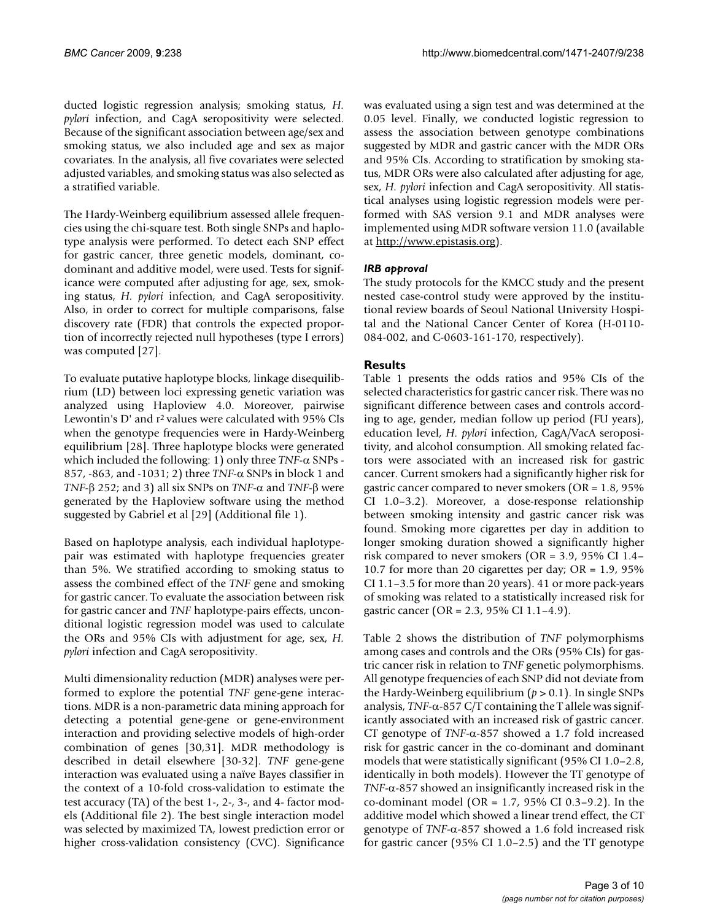ducted logistic regression analysis; smoking status, *H. pylori* infection, and CagA seropositivity were selected. Because of the significant association between age/sex and smoking status, we also included age and sex as major covariates. In the analysis, all five covariates were selected adjusted variables, and smoking status was also selected as a stratified variable.

The Hardy-Weinberg equilibrium assessed allele frequencies using the chi-square test. Both single SNPs and haplotype analysis were performed. To detect each SNP effect for gastric cancer, three genetic models, dominant, co-dominant and additive model, were used. Tests for significance were computed after adjusting for age, sex, smoking status, *H. pylori* infection, and CagA seropositivity. Also, in order to correct for multiple comparisons, false discovery rate (FDR) that controls the expected proportion of incorrectly rejected null hypotheses (type I errors) was computed [27].

To evaluate putative haplotype blocks, linkage disequilibrium (LD) between loci expressing genetic variation was analyzed using Haploview 4.0. Moreover, pairwise Lewontin's D' and $r^2$ values were calculated with 95% CIs when the genotype frequencies were in Hardy-Weinberg equilibrium [28]. Three haplotype blocks were generated which included the following: 1) only three *TNF*-α SNPs -857, -863, and -1031; 2) three *TNF*-α SNPs in block 1 and *TNF*-β 252; and 3) all six SNPs on *TNF*-α and *TNF*-β were generated by the Haploview software using the method suggested by Gabriel et al [29] (Additional file 1).

Based on haplotype analysis, each individual haplotype-pair was estimated with haplotype frequencies greater than 5%. We stratified according to smoking status to assess the combined effect of the *TNF* gene and smoking for gastric cancer. To evaluate the association between risk for gastric cancer and *TNF* haplotype-pairs effects, unconditional logistic regression model was used to calculate the ORs and 95% CIs with adjustment for age, sex, *H. pylori* infection and CagA seropositivity.

Multi dimensionality reduction (MDR) analyses were performed to explore the potential *TNF* gene-gene interactions. MDR is a non-parametric data mining approach for detecting a potential gene-gene or gene-environment interaction and providing selective models of high-order combination of genes [30,31]. MDR methodology is described in detail elsewhere [30-32]. *TNF* gene-gene interaction was evaluated using a naïve Bayes classifier in the context of a 10-fold cross-validation to estimate the test accuracy (TA) of the best 1-, 2-, 3-, and 4- factor models (Additional file 2). The best single interaction model was selected by maximized TA, lowest prediction error or higher cross-validation consistency (CVC). Significance was evaluated using a sign test and was determined at the 0.05 level. Finally, we conducted logistic regression to assess the association between genotype combinations suggested by MDR and gastric cancer with the MDR ORs and 95% CIs. According to stratification by smoking status, MDR ORs were also calculated after adjusting for age, sex, *H. pylori* infection and CagA seropositivity. All statistical analyses using logistic regression models were performed with SAS version 9.1 and MDR analyses were implemented using MDR software version 11.0 (available at http://www.epistasis.org).

### IRB approval

The study protocols for the KMCC study and the present nested case-control study were approved by the institutional review boards of Seoul National University Hospital and the National Cancer Center of Korea (H-0110-084-002, and C-0603-161-170, respectively).

## Results

Table 1 presents the odds ratios and 95% CIs of the selected characteristics for gastric cancer risk. There was no significant difference between cases and controls according to age, gender, median follow up period (FU years), education level, *H. pylori* infection, CagA/VacA seropositivity, and alcohol consumption. All smoking related factors were associated with an increased risk for gastric cancer. Current smokers had a significantly higher risk for gastric cancer compared to never smokers (OR = 1.8, 95% CI 1.0–3.2). Moreover, a dose-response relationship between smoking intensity and gastric cancer risk was found. Smoking more cigarettes per day in addition to longer smoking duration showed a significantly higher risk compared to never smokers (OR = 3.9, 95% CI 1.4–10.7 for more than 20 cigarettes per day; OR = 1.9, 95% CI 1.1–3.5 for more than 20 years). 41 or more pack-years of smoking was related to a statistically increased risk for gastric cancer (OR = 2.3, 95% CI 1.1–4.9).

Table 2 shows the distribution of *TNF* polymorphisms among cases and controls and the ORs (95% CIs) for gastric cancer risk in relation to *TNF* genetic polymorphisms. All genotype frequencies of each SNP did not deviate from the Hardy-Weinberg equilibrium ($p > 0.1$). In single SNPs analysis, *TNF*-α-857 C/T containing the T allele was significantly associated with an increased risk of gastric cancer. CT genotype of *TNF*-α-857 showed a 1.7 fold increased risk for gastric cancer in the co-dominant and dominant models that were statistically significant (95% CI 1.0–2.8, identically in both models). However the TT genotype of *TNF*-α-857 showed an insignificantly increased risk in the co-dominant model (OR = 1.7, 95% CI 0.3–9.2). In the additive model which showed a linear trend effect, the CT genotype of *TNF*-α-857 showed a 1.6 fold increased risk for gastric cancer (95% CI 1.0–2.5) and the TT genotype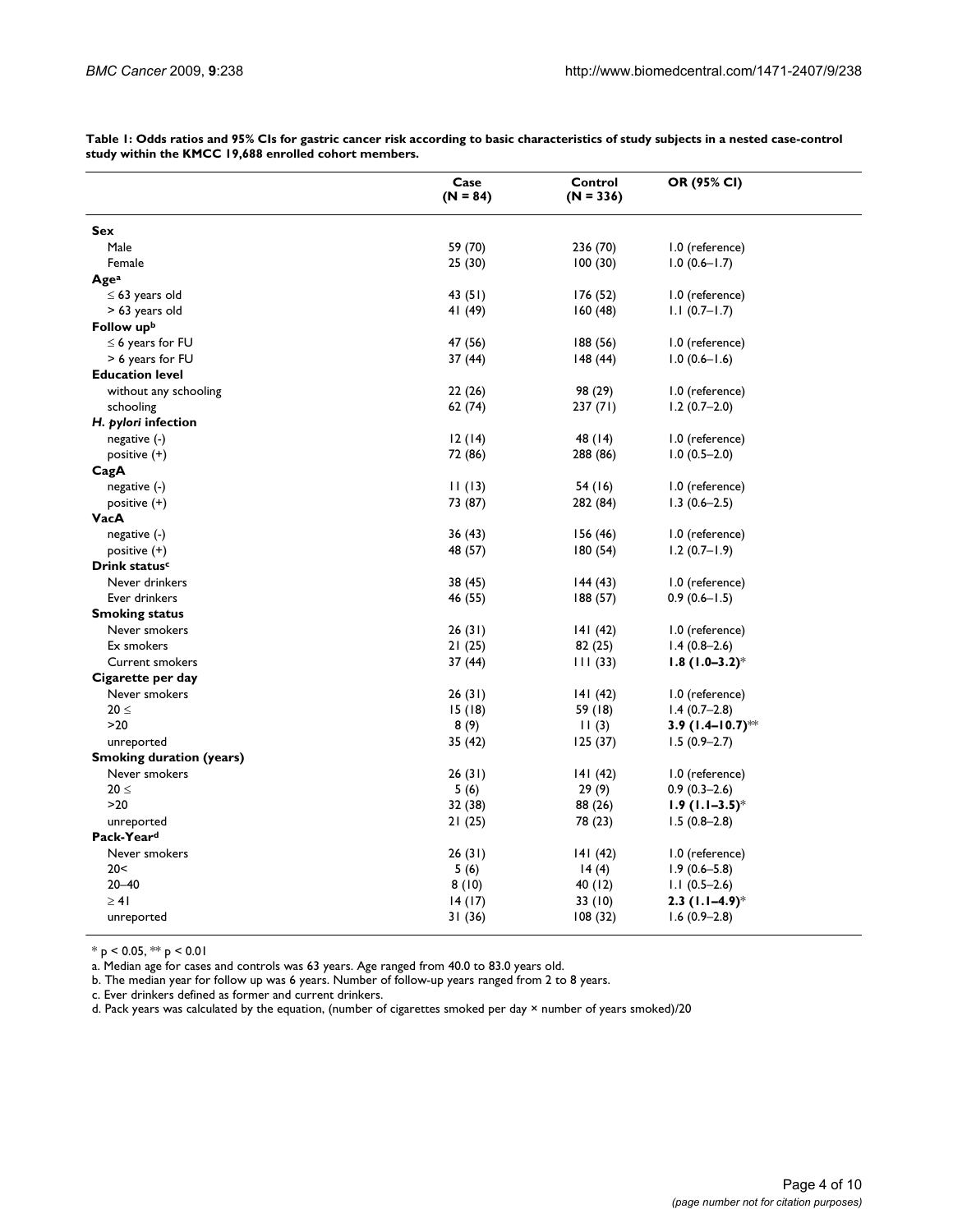**Table 1: Odds ratios and 95% CIs for gastric cancer risk according to basic characteristics of study subjects in a nested case-control study within the KMCC 19,688 enrolled cohort members.**

| | Case (N = 84) | Control (N = 336) | OR (95% CI) |
|---|---|---|---|
| **Sex** | | | |
| Male | 59 (70) | 236 (70) | 1.0 (reference) |
| Female | 25 (30) | 100 (30) | 1.0 (0.6–1.7) |
| **Age[a]** | | | |
| ≤ 63 years old | 43 (51) | 176 (52) | 1.0 (reference) |
| > 63 years old | 41 (49) | 160 (48) | 1.1 (0.7–1.7) |
| **Follow up[b]** | | | |
| ≤ 6 years for FU | 47 (56) | 188 (56) | 1.0 (reference) |
| > 6 years for FU | 37 (44) | 148 (44) | 1.0 (0.6–1.6) |
| **Education level** | | | |
| without any schooling | 22 (26) | 98 (29) | 1.0 (reference) |
| schooling | 62 (74) | 237 (71) | 1.2 (0.7–2.0) |
| ***H. pylori* infection** | | | |
| negative (-) | 12 (14) | 48 (14) | 1.0 (reference) |
| positive (+) | 72 (86) | 288 (86) | 1.0 (0.5–2.0) |
| **CagA** | | | |
| negative (-) | 11 (13) | 54 (16) | 1.0 (reference) |
| positive (+) | 73 (87) | 282 (84) | 1.3 (0.6–2.5) |
| **VacA** | | | |
| negative (-) | 36 (43) | 156 (46) | 1.0 (reference) |
| positive (+) | 48 (57) | 180 (54) | 1.2 (0.7–1.9) |
| **Drink status[c]** | | | |
| Never drinkers | 38 (45) | 144 (43) | 1.0 (reference) |
| Ever drinkers | 46 (55) | 188 (57) | 0.9 (0.6–1.5) |
| **Smoking status** | | | |
| Never smokers | 26 (31) | 141 (42) | 1.0 (reference) |
| Ex smokers | 21 (25) | 82 (25) | 1.4 (0.8–2.6) |
| Current smokers | 37 (44) | 111 (33) | **1.8 (1.0–3.2)*** |
| **Cigarette per day** | | | |
| Never smokers | 26 (31) | 141 (42) | 1.0 (reference) |
| 20 ≤ | 15 (18) | 59 (18) | 1.4 (0.7–2.8) |
| >20 | 8 (9) | 11 (3) | **3.9 (1.4–10.7)**** |
| unreported | 35 (42) | 125 (37) | 1.5 (0.9–2.7) |
| **Smoking duration (years)** | | | |
| Never smokers | 26 (31) | 141 (42) | 1.0 (reference) |
| 20 ≤ | 5 (6) | 29 (9) | 0.9 (0.3–2.6) |
| >20 | 32 (38) | 88 (26) | **1.9 (1.1–3.5)*** |
| unreported | 21 (25) | 78 (23) | 1.5 (0.8–2.8) |
| **Pack-Year[d]** | | | |
| Never smokers | 26 (31) | 141 (42) | 1.0 (reference) |
| 20< | 5 (6) | 14 (4) | 1.9 (0.6–5.8) |
| 20–40 | 8 (10) | 40 (12) | 1.1 (0.5–2.6) |
| ≥ 41 | 14 (17) | 33 (10) | **2.3 (1.1–4.9)*** |
| unreported | 31 (36) | 108 (32) | 1.6 (0.9–2.8) |

* $p < 0.05$, ** $p < 0.01$

a. Median age for cases and controls was 63 years. Age ranged from 40.0 to 83.0 years old.

b. The median year for follow up was 6 years. Number of follow-up years ranged from 2 to 8 years.

c. Ever drinkers defined as former and current drinkers.

d. Pack years was calculated by the equation, (number of cigarettes smoked per day × number of years smoked)/20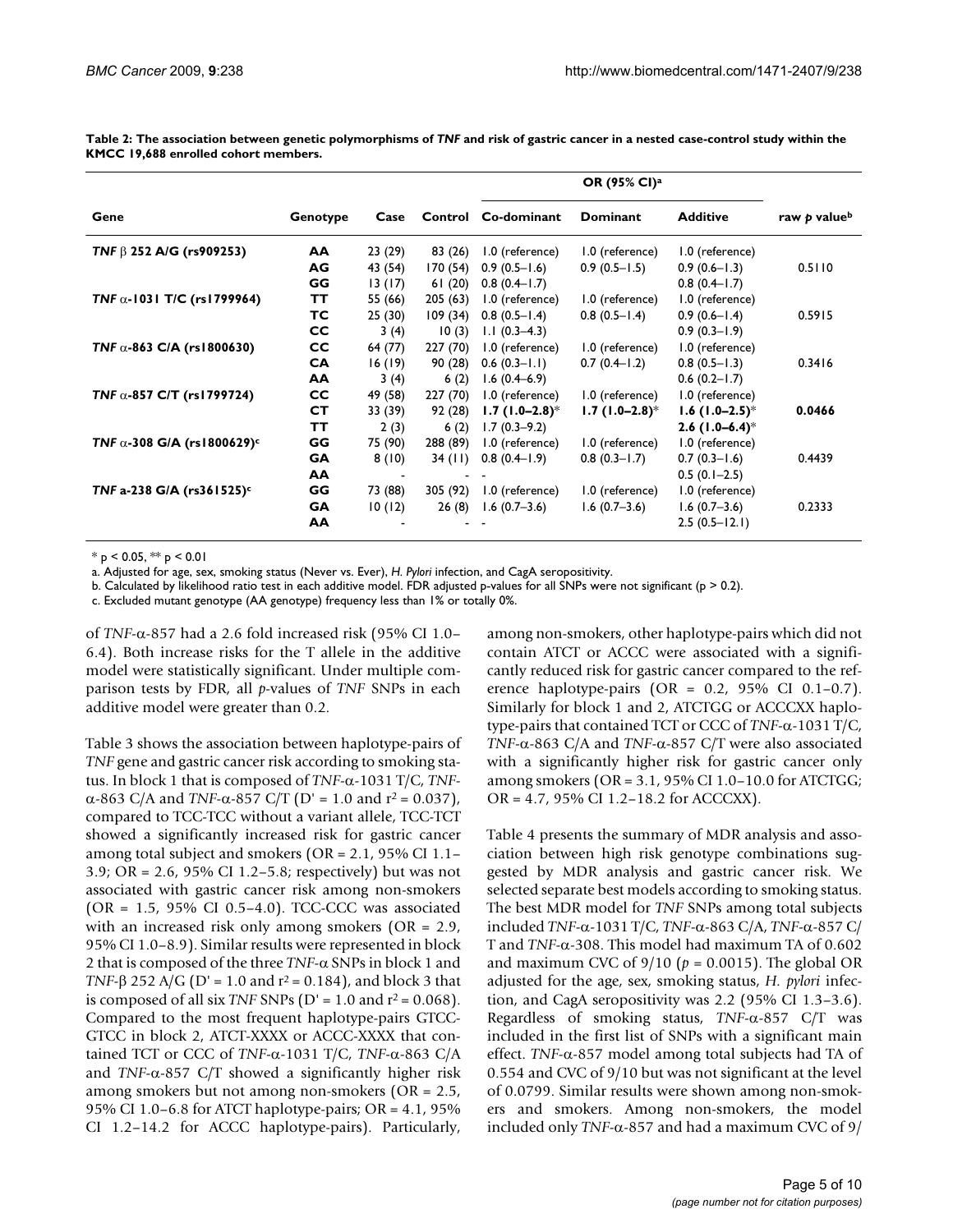**Table 2: The association between genetic polymorphisms of *TNF* and risk of gastric cancer in a nested case-control study within the KMCC 19,688 enrolled cohort members.**

| Gene | Genotype | Case | Control | OR (95% CI)[a] | | | raw *p* value[b] |
|---|---|---|---|---|---|---|---|
| | | | | Co-dominant | Dominant | Additive | |
| *TNF* β 252 A/G (rs909253) | AA | 23 (29) | 83 (26) | 1.0 (reference) | 1.0 (reference) | 1.0 (reference) | |
| | AG | 43 (54) | 170 (54) | 0.9 (0.5–1.6) | 0.9 (0.5–1.5) | 0.9 (0.6–1.3) | 0.5110 |
| | GG | 13 (17) | 61 (20) | 0.8 (0.4–1.7) | | 0.8 (0.4–1.7) | |
| *TNF* α-1031 T/C (rs1799964) | TT | 55 (66) | 205 (63) | 1.0 (reference) | 1.0 (reference) | 1.0 (reference) | |
| | TC | 25 (30) | 109 (34) | 0.8 (0.5–1.4) | 0.8 (0.5–1.4) | 0.9 (0.6–1.4) | 0.5915 |
| | CC | 3 (4) | 10 (3) | 1.1 (0.3–4.3) | | 0.9 (0.3–1.9) | |
| *TNF* α-863 C/A (rs1800630) | CC | 64 (77) | 227 (70) | 1.0 (reference) | 1.0 (reference) | 1.0 (reference) | |
| | CA | 16 (19) | 90 (28) | 0.6 (0.3–1.1) | 0.7 (0.4–1.2) | 0.8 (0.5–1.3) | 0.3416 |
| | AA | 3 (4) | 6 (2) | 1.6 (0.4–6.9) | | 0.6 (0.2–1.7) | |
| *TNF* α-857 C/T (rs1799724) | CC | 49 (58) | 227 (70) | 1.0 (reference) | 1.0 (reference) | 1.0 (reference) | |
| | CT | 33 (39) | 92 (28) | **1.7 (1.0–2.8)*** | **1.7 (1.0–2.8)*** | **1.6 (1.0–2.5)*** | **0.0466** |
| | TT | 2 (3) | 6 (2) | 1.7 (0.3–9.2) | | **2.6 (1.0–6.4)*** | |
| *TNF* α-308 G/A (rs1800629)[c] | GG | 75 (90) | 288 (89) | 1.0 (reference) | 1.0 (reference) | 1.0 (reference) | |
| | GA | 8 (10) | 34 (11) | 0.8 (0.4–1.9) | 0.8 (0.3–1.7) | 0.7 (0.3–1.6) | 0.4439 |
| | AA | - | - | - | | 0.5 (0.1–2.5) | |
| *TNF* a-238 G/A (rs361525)[c] | GG | 73 (88) | 305 (92) | 1.0 (reference) | 1.0 (reference) | 1.0 (reference) | |
| | GA | 10 (12) | 26 (8) | 1.6 (0.7–3.6) | 1.6 (0.7–3.6) | 1.6 (0.7–3.6) | 0.2333 |
| | AA | - | - | - | | 2.5 (0.5–12.1) | |

* $p < 0.05$, ** $p < 0.01$

a. Adjusted for age, sex, smoking status (Never vs. Ever), *H. Pylori* infection, and CagA seropositivity.

b. Calculated by likelihood ratio test in each additive model. FDR adjusted p-values for all SNPs were not significant ($p > 0.2$).

c. Excluded mutant genotype (AA genotype) frequency less than 1% or totally 0%.

of *TNF*-α-857 had a 2.6 fold increased risk (95% CI 1.0–6.4). Both increase risks for the T allele in the additive model were statistically significant. Under multiple comparison tests by FDR, all *p*-values of *TNF* SNPs in each additive model were greater than 0.2.

Table 3 shows the association between haplotype-pairs of *TNF* gene and gastric cancer risk according to smoking status. In block 1 that is composed of *TNF*-α-1031 T/C, *TNF*-α-863 C/A and *TNF*-α-857 C/T (D' = 1.0 and $r^2 = 0.037$), compared to TCC-TCC without a variant allele, TCC-TCT showed a significantly increased risk for gastric cancer among total subject and smokers (OR = 2.1, 95% CI 1.1–3.9; OR = 2.6, 95% CI 1.2–5.8; respectively) but was not associated with gastric cancer risk among non-smokers (OR = 1.5, 95% CI 0.5–4.0). TCC-CCC was associated with an increased risk only among smokers (OR = 2.9, 95% CI 1.0–8.9). Similar results were represented in block 2 that is composed of the three *TNF*-α SNPs in block 1 and *TNF*-β 252 A/G (D' = 1.0 and $r^2 = 0.184$), and block 3 that is composed of all six *TNF* SNPs (D' = 1.0 and $r^2 = 0.068$). Compared to the most frequent haplotype-pairs GTCC-GTCC in block 2, ATCT-XXXX or ACCC-XXXX that contained TCT or CCC of *TNF*-α-1031 T/C, *TNF*-α-863 C/A and *TNF*-α-857 C/T showed a significantly higher risk among smokers but not among non-smokers (OR = 2.5, 95% CI 1.0–6.8 for ATCT haplotype-pairs; OR = 4.1, 95% CI 1.2–14.2 for ACCC haplotype-pairs). Particularly, among non-smokers, other haplotype-pairs which did not contain ATCT or ACCC were associated with a significantly reduced risk for gastric cancer compared to the reference haplotype-pairs (OR = 0.2, 95% CI 0.1–0.7). Similarly for block 1 and 2, ATCTGG or ACCCXX haplotype-pairs that contained TCT or CCC of *TNF*-α-1031 T/C, *TNF*-α-863 C/A and *TNF*-α-857 C/T were also associated with a significantly higher risk for gastric cancer only among smokers (OR = 3.1, 95% CI 1.0–10.0 for ATCTGG; OR = 4.7, 95% CI 1.2–18.2 for ACCCXX).

Table 4 presents the summary of MDR analysis and association between high risk genotype combinations suggested by MDR analysis and gastric cancer risk. We selected separate best models according to smoking status. The best MDR model for *TNF* SNPs among total subjects included *TNF*-α-1031 T/C, *TNF*-α-863 C/A, *TNF*-α-857 C/T and *TNF*-α-308. This model had maximum TA of 0.602 and maximum CVC of 9/10 ($p = 0.0015$). The global OR adjusted for the age, sex, smoking status, *H. pylori* infection, and CagA seropositivity was 2.2 (95% CI 1.3–3.6). Regardless of smoking status, *TNF*-α-857 C/T was included in the first list of SNPs with a significant main effect. *TNF*-α-857 model among total subjects had TA of 0.554 and CVC of 9/10 but was not significant at the level of 0.0799. Similar results were shown among non-smokers and smokers. Among non-smokers, the model included only *TNF*-α-857 and had a maximum CVC of 9/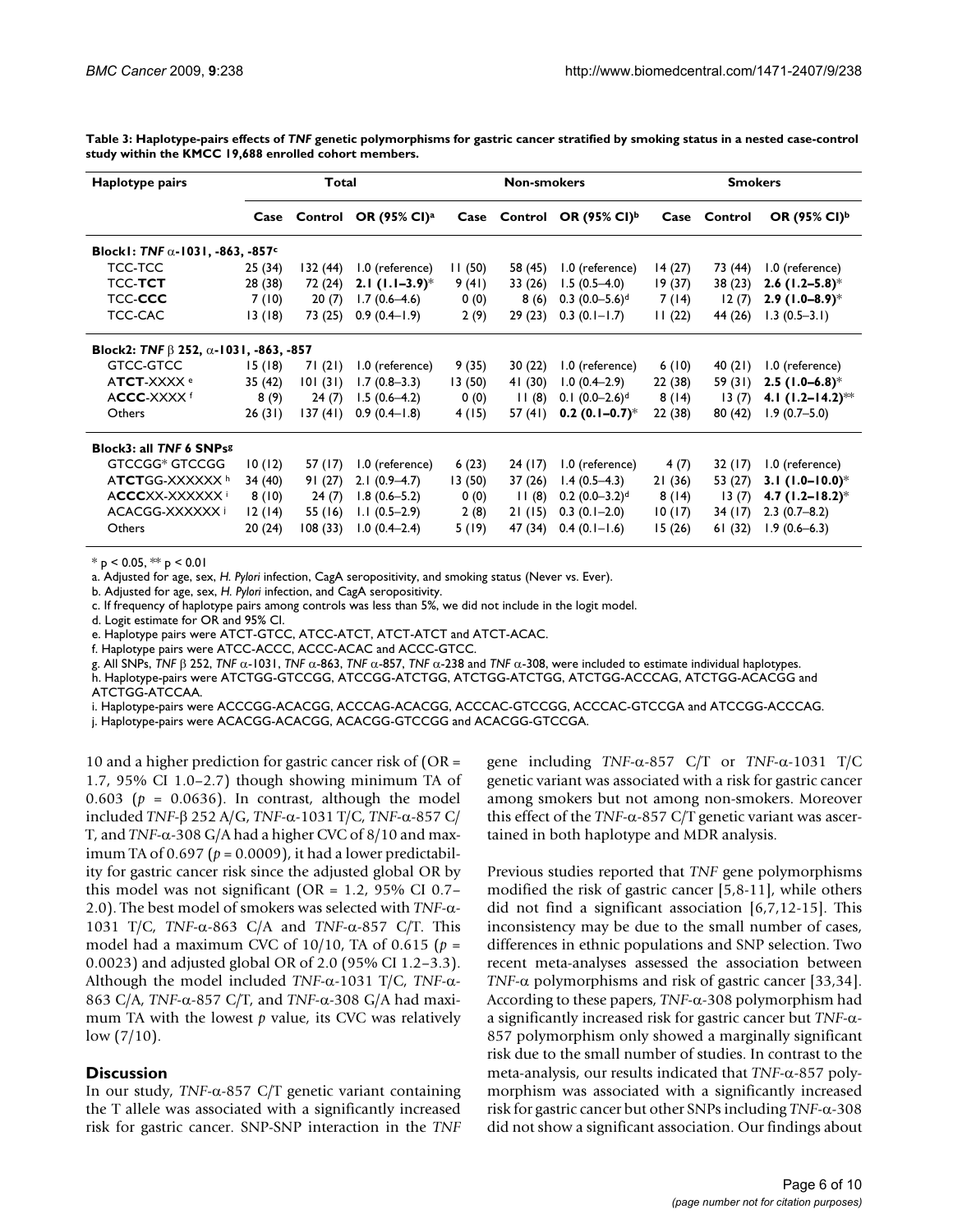**Table 3: Haplotype-pairs effects of *TNF* genetic polymorphisms for gastric cancer stratified by smoking status in a nested case-control study within the KMCC 19,688 enrolled cohort members.**

| Haplotype pairs | Total | | | Non-smokers | | | Smokers | | |
|---|---|---|---|---|---|---|---|---|---|
| | Case | Control | OR (95% CI)[a] | Case | Control | OR (95% CI)[b] | Case | Control | OR (95% CI)[b] |
| **Block1: *TNF* α-1031, -863, -857[c]** | | | | | | | | | |
| TCC-TCC | 25 (34) | 132 (44) | 1.0 (reference) | 11 (50) | 58 (45) | 1.0 (reference) | 14 (27) | 73 (44) | 1.0 (reference) |
| TCC-**TCT** | 28 (38) | 72 (24) | **2.1 (1.1–3.9)*** | 9 (41) | 33 (26) | 1.5 (0.5–4.0) | 19 (37) | 38 (23) | **2.6 (1.2–5.8)*** |
| TCC-**CCC** | 7 (10) | 20 (7) | 1.7 (0.6–4.6) | 0 (0) | 8 (6) | 0.3 (0.0–5.6)[d] | 7 (14) | 12 (7) | **2.9 (1.0–8.9)*** |
| TCC-CAC | 13 (18) | 73 (25) | 0.9 (0.4–1.9) | 2 (9) | 29 (23) | 0.3 (0.1–1.7) | 11 (22) | 44 (26) | 1.3 (0.5–3.1) |
| **Block2: *TNF* β 252, α-1031, -863, -857** | | | | | | | | | |
| GTCC-GTCC | 15 (18) | 71 (21) | 1.0 (reference) | 9 (35) | 30 (22) | 1.0 (reference) | 6 (10) | 40 (21) | 1.0 (reference) |
| A**TCT**-XXXX[e] | 35 (42) | 101 (31) | 1.7 (0.8–3.3) | 13 (50) | 41 (30) | 1.0 (0.4–2.9) | 22 (38) | 59 (31) | **2.5 (1.0–6.8)*** |
| A**CCC**-XXXX[f] | 8 (9) | 24 (7) | 1.5 (0.6–4.2) | 0 (0) | 11 (8) | 0.1 (0.0–2.6)[d] | 8 (14) | 13 (7) | **4.1 (1.2–14.2)**** |
| Others | 26 (31) | 137 (41) | 0.9 (0.4–1.8) | 4 (15) | 57 (41) | **0.2 (0.1–0.7)*** | 22 (38) | 80 (42) | 1.9 (0.7–5.0) |
| **Block3: all *TNF* 6 SNPs[g]** | | | | | | | | | |
| GTCCGG* GTCCGG | 10 (12) | 57 (17) | 1.0 (reference) | 6 (23) | 24 (17) | 1.0 (reference) | 4 (7) | 32 (17) | 1.0 (reference) |
| A**TCT**GG-XXXXXX[h] | 34 (40) | 91 (27) | 2.1 (0.9–4.7) | 13 (50) | 37 (26) | 1.4 (0.5–4.3) | 21 (36) | 53 (27) | **3.1 (1.0–10.0)*** |
| A**CCC**XX-XXXXXX[i] | 8 (10) | 24 (7) | 1.8 (0.6–5.2) | 0 (0) | 11 (8) | 0.2 (0.0–3.2)[d] | 8 (14) | 13 (7) | **4.7 (1.2–18.2)*** |
| ACACGG-XXXXXX[j] | 12 (14) | 55 (16) | 1.1 (0.5–2.9) | 2 (8) | 21 (15) | 0.3 (0.1–2.0) | 10 (17) | 34 (17) | 2.3 (0.7–8.2) |
| Others | 20 (24) | 108 (33) | 1.0 (0.4–2.4) | 5 (19) | 47 (34) | 0.4 (0.1–1.6) | 15 (26) | 61 (32) | 1.9 (0.6–6.3) |

* $p < 0.05$, ** $p < 0.01$

a. Adjusted for age, sex, *H. Pylori* infection, CagA seropositivity, and smoking status (Never vs. Ever).

b. Adjusted for age, sex, *H. Pylori* infection, and CagA seropositivity.

c. If frequency of haplotype pairs among controls was less than 5%, we did not include in the logit model.

d. Logit estimate for OR and 95% CI.

e. Haplotype pairs were ATCT-GTCC, ATCC-ATCT, ATCT-ATCT and ATCT-ACAC.

f. Haplotype pairs were ATCC-ACCC, ACCC-ACAC and ACCC-GTCC.

g. All SNPs, *TNF* β 252, *TNF* α-1031, *TNF* α-863, *TNF* α-857, *TNF* α-238 and *TNF* α-308, were included to estimate individual haplotypes.

h. Haplotype-pairs were ATCTGG-GTCCGG, ATCCGG-ATCTGG, ATCTGG-ATCTGG, ATCTGG-ACCCAG, ATCTGG-ACACGG and ATCTGG-ATCCAA.

i. Haplotype-pairs were ACCCGG-ACACGG, ACCCAG-ACACGG, ACCCAC-GTCCGG, ACCCAC-GTCCGA and ATCCGG-ACCCAG.

j. Haplotype-pairs were ACACGG-ACACGG, ACACGG-GTCCGG and ACACGG-GTCCGA.

10 and a higher prediction for gastric cancer risk of (OR = 1.7, 95% CI 1.0–2.7) though showing minimum TA of 0.603 ($p$ = 0.0636). In contrast, although the model included *TNF*-β 252 A/G, *TNF*-α-1031 T/C, *TNF*-α-857 C/T, and *TNF*-α-308 G/A had a higher CVC of 8/10 and maximum TA of 0.697 ($p$ = 0.0009), it had a lower predictability for gastric cancer risk since the adjusted global OR by this model was not significant (OR = 1.2, 95% CI 0.7–2.0). The best model of smokers was selected with *TNF*-α-1031 T/C, *TNF*-α-863 C/A and *TNF*-α-857 C/T. This model had a maximum CVC of 10/10, TA of 0.615 ($p$ = 0.0023) and adjusted global OR of 2.0 (95% CI 1.2–3.3). Although the model included *TNF*-α-1031 T/C, *TNF*-α-863 C/A, *TNF*-α-857 C/T, and *TNF*-α-308 G/A had maximum TA with the lowest $p$ value, its CVC was relatively low (7/10).

## Discussion

In our study, *TNF*-α-857 C/T genetic variant containing the T allele was associated with a significantly increased risk for gastric cancer. SNP-SNP interaction in the *TNF* gene including *TNF*-α-857 C/T or *TNF*-α-1031 T/C genetic variant was associated with a risk for gastric cancer among smokers but not among non-smokers. Moreover this effect of the *TNF*-α-857 C/T genetic variant was ascertained in both haplotype and MDR analysis.

Previous studies reported that *TNF* gene polymorphisms modified the risk of gastric cancer [5,8-11], while others did not find a significant association [6,7,12-15]. This inconsistency may be due to the small number of cases, differences in ethnic populations and SNP selection. Two recent meta-analyses assessed the association between *TNF*-α polymorphisms and risk of gastric cancer [33,34]. According to these papers, *TNF*-α-308 polymorphism had a significantly increased risk for gastric cancer but *TNF*-α-857 polymorphism only showed a marginally significant risk due to the small number of studies. In contrast to the meta-analysis, our results indicated that *TNF*-α-857 polymorphism was associated with a significantly increased risk for gastric cancer but other SNPs including *TNF*-α-308 did not show a significant association. Our findings about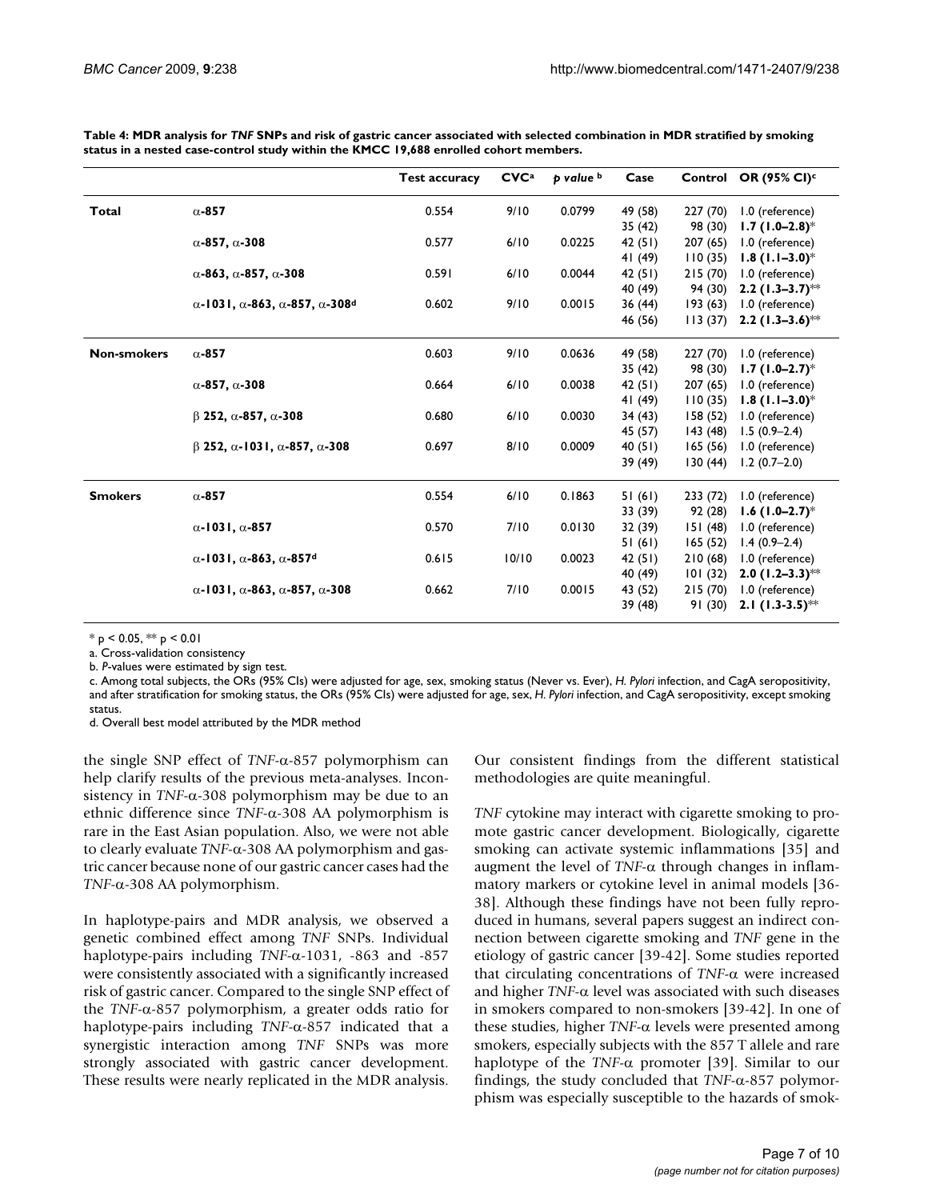**Table 4: MDR analysis for *TNF* SNPs and risk of gastric cancer associated with selected combination in MDR stratified by smoking status in a nested case-control study within the KMCC 19,688 enrolled cohort members.**

| | | Test accuracy | CVC[a] | *p value* [b] | Case | Control | OR (95% CI)[c] |
|---|---|---|---|---|---|---|---|
| **Total** | **α-857** | 0.554 | 9/10 | 0.0799 | 49 (58) | 227 (70) | 1.0 (reference) |
| | | | | | 35 (42) | 98 (30) | **1.7 (1.0–2.8)*** |
| | **α-857, α-308** | 0.577 | 6/10 | 0.0225 | 42 (51) | 207 (65) | 1.0 (reference) |
| | | | | | 41 (49) | 110 (35) | **1.8 (1.1–3.0)*** |
| | **α-863, α-857, α-308** | 0.591 | 6/10 | 0.0044 | 42 (51) | 215 (70) | 1.0 (reference) |
| | | | | | 40 (49) | 94 (30) | **2.2 (1.3–3.7)**** |
| | **α-1031, α-863, α-857, α-308[d]** | 0.602 | 9/10 | 0.0015 | 36 (44) | 193 (63) | 1.0 (reference) |
| | | | | | 46 (56) | 113 (37) | **2.2 (1.3–3.6)**** |
| **Non-smokers** | **α-857** | 0.603 | 9/10 | 0.0636 | 49 (58) | 227 (70) | 1.0 (reference) |
| | | | | | 35 (42) | 98 (30) | **1.7 (1.0–2.7)*** |
| | **α-857, α-308** | 0.664 | 6/10 | 0.0038 | 42 (51) | 207 (65) | 1.0 (reference) |
| | | | | | 41 (49) | 110 (35) | **1.8 (1.1–3.0)*** |
| | **β 252, α-857, α-308** | 0.680 | 6/10 | 0.0030 | 34 (43) | 158 (52) | 1.0 (reference) |
| | | | | | 45 (57) | 143 (48) | 1.5 (0.9–2.4) |
| | **β 252, α-1031, α-857, α-308** | 0.697 | 8/10 | 0.0009 | 40 (51) | 165 (56) | 1.0 (reference) |
| | | | | | 39 (49) | 130 (44) | 1.2 (0.7–2.0) |
| **Smokers** | **α-857** | 0.554 | 6/10 | 0.1863 | 51 (61) | 233 (72) | 1.0 (reference) |
| | | | | | 33 (39) | 92 (28) | **1.6 (1.0–2.7)*** |
| | **α-1031, α-857** | 0.570 | 7/10 | 0.0130 | 32 (39) | 151 (48) | 1.0 (reference) |
| | | | | | 51 (61) | 165 (52) | 1.4 (0.9–2.4) |
| | **α-1031, α-863, α-857[d]** | 0.615 | 10/10 | 0.0023 | 42 (51) | 210 (68) | 1.0 (reference) |
| | | | | | 40 (49) | 101 (32) | **2.0 (1.2–3.3)**** |
| | **α-1031, α-863, α-857, α-308** | 0.662 | 7/10 | 0.0015 | 43 (52) | 215 (70) | 1.0 (reference) |
| | | | | | 39 (48) | 91 (30) | **2.1 (1.3-3.5)**** |

* $p < 0.05$, ** $p < 0.01$

a. Cross-validation consistency

b. *P*-values were estimated by sign test.

c. Among total subjects, the ORs (95% CIs) were adjusted for age, sex, smoking status (Never vs. Ever), *H. Pylori* infection, and CagA seropositivity, and after stratification for smoking status, the ORs (95% CIs) were adjusted for age, sex, *H. Pylori* infection, and CagA seropositivity, except smoking status.

d. Overall best model attributed by the MDR method

the single SNP effect of *TNF*-α-857 polymorphism can help clarify results of the previous meta-analyses. Inconsistency in *TNF*-α-308 polymorphism may be due to an ethnic difference since *TNF*-α-308 AA polymorphism is rare in the East Asian population. Also, we were not able to clearly evaluate *TNF*-α-308 AA polymorphism and gastric cancer because none of our gastric cancer cases had the *TNF*-α-308 AA polymorphism.

In haplotype-pairs and MDR analysis, we observed a genetic combined effect among *TNF* SNPs. Individual haplotype-pairs including *TNF*-α-1031, -863 and -857 were consistently associated with a significantly increased risk of gastric cancer. Compared to the single SNP effect of the *TNF*-α-857 polymorphism, a greater odds ratio for haplotype-pairs including *TNF*-α-857 indicated that a synergistic interaction among *TNF* SNPs was more strongly associated with gastric cancer development. These results were nearly replicated in the MDR analysis. Our consistent findings from the different statistical methodologies are quite meaningful.

*TNF* cytokine may interact with cigarette smoking to promote gastric cancer development. Biologically, cigarette smoking can activate systemic inflammations [35] and augment the level of *TNF*-α through changes in inflammatory markers or cytokine level in animal models [36-38]. Although these findings have not been fully reproduced in humans, several papers suggest an indirect connection between cigarette smoking and *TNF* gene in the etiology of gastric cancer [39-42]. Some studies reported that circulating concentrations of *TNF*-α were increased and higher *TNF*-α level was associated with such diseases in smokers compared to non-smokers [39-42]. In one of these studies, higher *TNF*-α levels were presented among smokers, especially subjects with the 857 T allele and rare haplotype of the *TNF*-α promoter [39]. Similar to our findings, the study concluded that *TNF*-α-857 polymorphism was especially susceptible to the hazards of smok-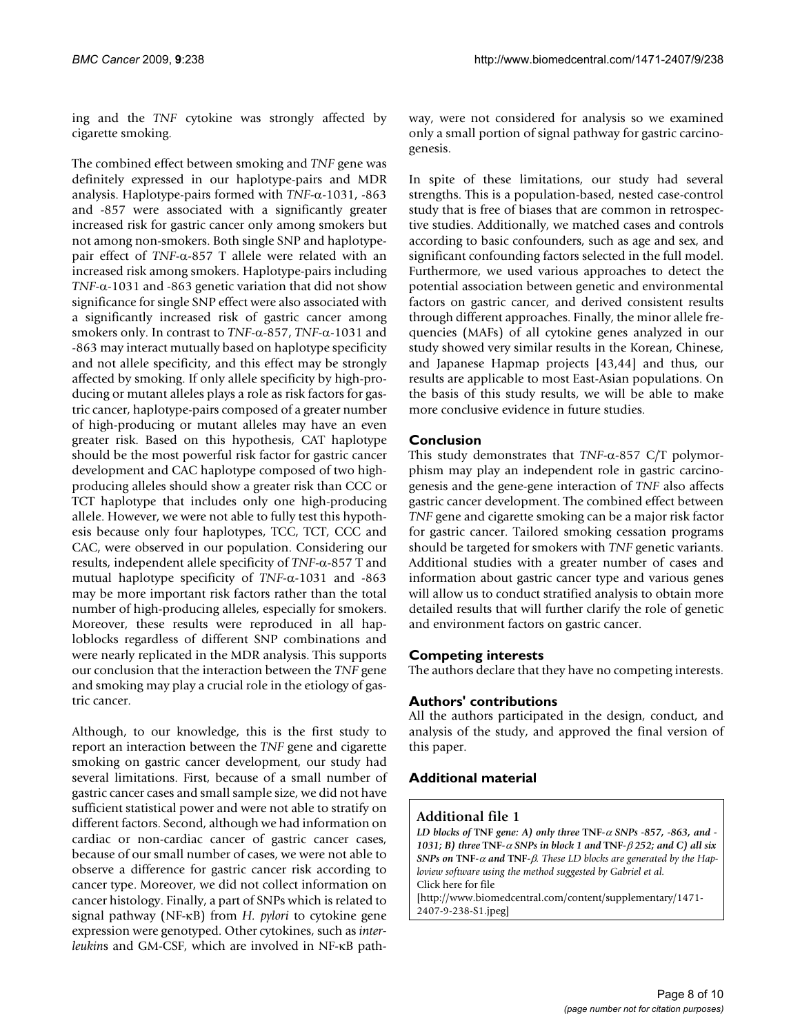ing and the *TNF* cytokine was strongly affected by cigarette smoking.

The combined effect between smoking and *TNF* gene was definitely expressed in our haplotype-pairs and MDR analysis. Haplotype-pairs formed with *TNF*-α-1031, -863 and -857 were associated with a significantly greater increased risk for gastric cancer only among smokers but not among non-smokers. Both single SNP and haplotype-pair effect of *TNF*-α-857 T allele were related with an increased risk among smokers. Haplotype-pairs including *TNF*-α-1031 and -863 genetic variation that did not show significance for single SNP effect were also associated with a significantly increased risk of gastric cancer among smokers only. In contrast to *TNF*-α-857, *TNF*-α-1031 and -863 may interact mutually based on haplotype specificity and not allele specificity, and this effect may be strongly affected by smoking. If only allele specificity by high-producing or mutant alleles plays a role as risk factors for gastric cancer, haplotype-pairs composed of a greater number of high-producing or mutant alleles may have an even greater risk. Based on this hypothesis, CAT haplotype should be the most powerful risk factor for gastric cancer development and CAC haplotype composed of two high-producing alleles should show a greater risk than CCC or TCT haplotype that includes only one high-producing allele. However, we were not able to fully test this hypothesis because only four haplotypes, TCC, TCT, CCC and CAC, were observed in our population. Considering our results, independent allele specificity of *TNF*-α-857 T and mutual haplotype specificity of *TNF*-α-1031 and -863 may be more important risk factors rather than the total number of high-producing alleles, especially for smokers. Moreover, these results were reproduced in all haploblocks regardless of different SNP combinations and were nearly replicated in the MDR analysis. This supports our conclusion that the interaction between the *TNF* gene and smoking may play a crucial role in the etiology of gastric cancer.

Although, to our knowledge, this is the first study to report an interaction between the *TNF* gene and cigarette smoking on gastric cancer development, our study had several limitations. First, because of a small number of gastric cancer cases and small sample size, we did not have sufficient statistical power and were not able to stratify on different factors. Second, although we had information on cardiac or non-cardiac cancer of gastric cancer cases, because of our small number of cases, we were not able to observe a difference for gastric cancer risk according to cancer type. Moreover, we did not collect information on cancer histology. Finally, a part of SNPs which is related to signal pathway (NF-κB) from *H. pylori* to cytokine gene expression were genotyped. Other cytokines, such as *interleukins* and GM-CSF, which are involved in NF-κB pathway, were not considered for analysis so we examined only a small portion of signal pathway for gastric carcinogenesis.

In spite of these limitations, our study had several strengths. This is a population-based, nested case-control study that is free of biases that are common in retrospective studies. Additionally, we matched cases and controls according to basic confounders, such as age and sex, and significant confounding factors selected in the full model. Furthermore, we used various approaches to detect the potential association between genetic and environmental factors on gastric cancer, and derived consistent results through different approaches. Finally, the minor allele frequencies (MAFs) of all cytokine genes analyzed in our study showed very similar results in the Korean, Chinese, and Japanese Hapmap projects [43,44] and thus, our results are applicable to most East-Asian populations. On the basis of this study results, we will be able to make more conclusive evidence in future studies.

## Conclusion

This study demonstrates that *TNF*-α-857 C/T polymorphism may play an independent role in gastric carcinogenesis and the gene-gene interaction of *TNF* also affects gastric cancer development. The combined effect between *TNF* gene and cigarette smoking can be a major risk factor for gastric cancer. Tailored smoking cessation programs should be targeted for smokers with *TNF* genetic variants. Additional studies with a greater number of cases and information about gastric cancer type and various genes will allow us to conduct stratified analysis to obtain more detailed results that will further clarify the role of genetic and environment factors on gastric cancer.

## Competing interests

The authors declare that they have no competing interests.

## Authors' contributions

All the authors participated in the design, conduct, and analysis of the study, and approved the final version of this paper.

## Additional material

### Additional file 1

***LD blocks of* TNF *gene: A) only three* TNF-α *SNPs -857, -863, and -1031; B) three* TNF-α *SNPs in block 1 and* TNF-β *252; and C) all six SNPs on* TNF-α *and* TNF-β*. These LD blocks are generated by the Haploview software using the method suggested by Gabriel et al.***

Click here for file

[http://www.biomedcentral.com/content/supplementary/1471-2407-9-238-S1.jpeg]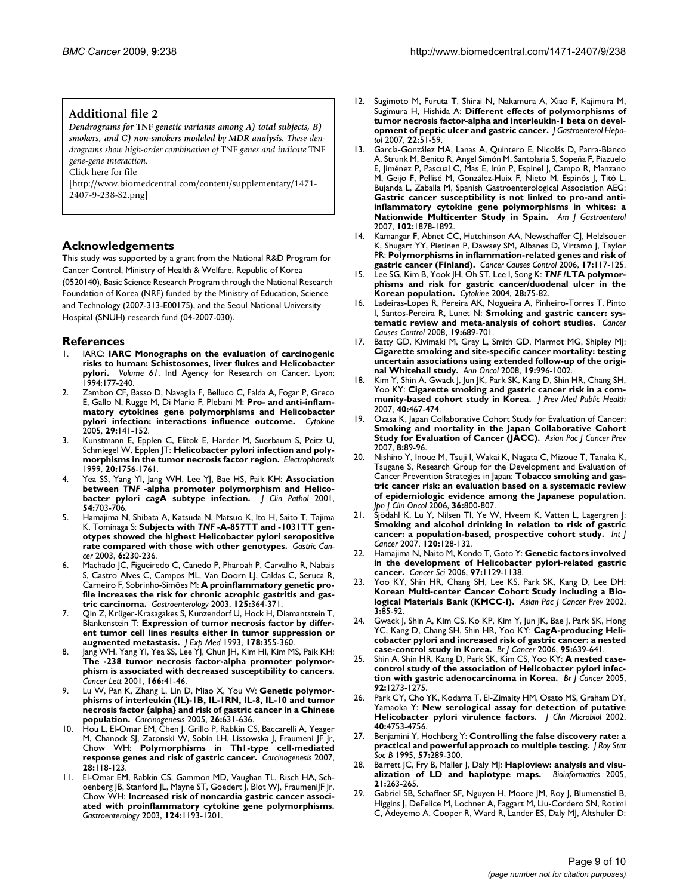**Additional file 2**

***Dendrograms for* TNF *genetic variants among A) total subjects, B) smokers, and C) non-smokers modeled by MDR analysis.*** *These dendrograms show high-order combination of* TNF *genes and indicate* TNF *gene-gene interaction.*

Click here for file

[http://www.biomedcentral.com/content/supplementary/1471-2407-9-238-S2.png]

## Acknowledgements

This study was supported by a grant from the National R&D Program for Cancer Control, Ministry of Health & Welfare, Republic of Korea (0520140), Basic Science Research Program through the National Research Foundation of Korea (NRF) funded by the Ministry of Education, Science and Technology (2007-313-E00175), and the Seoul National University Hospital (SNUH) research fund (04-2007-030).

## References

1. IARC: **IARC Monographs on the evaluation of carcinogenic risks to human: Schistosomes, liver flukes and Helicobacter pylori.** *Volume 61*. Intl Agency for Research on Cancer. Lyon; 1994:177-240.
2. Zambon CF, Basso D, Navaglia F, Belluco C, Falda A, Fogar P, Greco E, Gallo N, Rugge M, Di Mario F, Plebani M: **Pro- and anti-inflammatory cytokines gene polymorphisms and Helicobacter pylori infection: interactions influence outcome.** *Cytokine* 2005, **29:**141-152.
3. Kunstmann E, Epplen C, Elitok E, Harder M, Suerbaum S, Peitz U, Schmiegel W, Epplen JT: **Helicobacter pylori infection and polymorphisms in the tumor necrosis factor region.** *Electrophoresis* 1999, **20:**1756-1761.
4. Yea SS, Yang YI, Jang WH, Lee YJ, Bae HS, Paik KH: **Association between *TNF* -alpha promoter polymorphism and Helicobacter pylori cagA subtype infection.** *J Clin Pathol* 2001, **54:**703-706.
5. Hamajima N, Shibata A, Katsuda N, Matsuo K, Ito H, Saito T, Tajima K, Tominaga S: **Subjects with *TNF* -A-857TT and -1031TT genotypes showed the highest Helicobacter pylori seropositive rate compared with those with other genotypes.** *Gastric Cancer* 2003, **6:**230-236.
6. Machado JC, Figueiredo C, Canedo P, Pharoah P, Carvalho R, Nabais S, Castro Alves C, Campos ML, Van Doorn LJ, Caldas C, Seruca R, Carneiro F, Sobrinho-Simões M: **A proinflammatory genetic profile increases the risk for chronic atrophic gastritis and gastric carcinoma.** *Gastroenterology* 2003, **125:**364-371.
7. Qin Z, Krüger-Krasagakes S, Kunzendorf U, Hock H, Diamantstein T, Blankenstein T: **Expression of tumor necrosis factor by different tumor cell lines results either in tumor suppression or augmented metastasis.** *J Exp Med* 1993, **178:**355-360.
8. Jang WH, Yang YI, Yea SS, Lee YJ, Chun JH, Kim HI, Kim MS, Paik KH: **The -238 tumor necrosis factor-alpha promoter polymorphism is associated with decreased susceptibility to cancers.** *Cancer Lett* 2001, **166:**41-46.
9. Lu W, Pan K, Zhang L, Lin D, Miao X, You W: **Genetic polymorphisms of interleukin (IL)-1B, IL-1RN, IL-8, IL-10 and tumor necrosis factor {alpha} and risk of gastric cancer in a Chinese population.** *Carcinogenesis* 2005, **26:**631-636.
10. Hou L, El-Omar EM, Chen J, Grillo P, Rabkin CS, Baccarelli A, Yeager M, Chanock SJ, Zatonski W, Sobin LH, Lissowska J, Fraumeni JF Jr, Chow WH: **Polymorphisms in Th1-type cell-mediated response genes and risk of gastric cancer.** *Carcinogenesis* 2007, **28:**118-123.
11. El-Omar EM, Rabkin CS, Gammon MD, Vaughan TL, Risch HA, Schoenberg JB, Stanford JL, Mayne ST, Goedert J, Blot WJ, FraumeniJF Jr, Chow WH: **Increased risk of noncardia gastric cancer associated with proinflammatory cytokine gene polymorphisms.** *Gastroenterology* 2003, **124:**1193-1201.
12. Sugimoto M, Furuta T, Shirai N, Nakamura A, Xiao F, Kajimura M, Sugimura H, Hishida A: **Different effects of polymorphisms of tumor necrosis factor-alpha and interleukin-1 beta on development of peptic ulcer and gastric cancer.** *J Gastroenterol Hepatol* 2007, **22:**51-59.
13. García-González MA, Lanas A, Quintero E, Nicolás D, Parra-Blanco A, Strunk M, Benito R, Angel Simón M, Santolaria S, Sopeña F, Piazuelo E, Jiménez P, Pascual C, Mas E, Irún P, Espinel J, Campo R, Manzano M, Geijo F, Pellisé M, González-Huix F, Nieto M, Espinós J, Titó L, Bujanda L, Zaballa M, Spanish Gastroenterological Association AEG: **Gastric cancer susceptibility is not linked to pro-and anti-inflammatory cytokine gene polymorphisms in whites: a Nationwide Multicenter Study in Spain.** *Am J Gastroenterol* 2007, **102:**1878-1892.
14. Kamangar F, Abnet CC, Hutchinson AA, Newschaffer CJ, Helzlsouer K, Shugart YY, Pietinen P, Dawsey SM, Albanes D, Virtamo J, Taylor PR: **Polymorphisms in inflammation-related genes and risk of gastric cancer (Finland).** *Cancer Causes Control* 2006, **17:**117-125.
15. Lee SG, Kim B, Yook JH, Oh ST, Lee I, Song K: ***TNF* /LTA polymorphisms and risk for gastric cancer/duodenal ulcer in the Korean population.** *Cytokine* 2004, **28:**75-82.
16. Ladeiras-Lopes R, Pereira AK, Nogueira A, Pinheiro-Torres T, Pinto I, Santos-Pereira R, Lunet N: **Smoking and gastric cancer: systematic review and meta-analysis of cohort studies.** *Cancer Causes Control* 2008, **19:**689-701.
17. Batty GD, Kivimaki M, Gray L, Smith GD, Marmot MG, Shipley MJ: **Cigarette smoking and site-specific cancer mortality: testing uncertain associations using extended follow-up of the original Whitehall study.** *Ann Oncol* 2008, **19:**996-1002.
18. Kim Y, Shin A, Gwack J, Jun JK, Park SK, Kang D, Shin HR, Chang SH, Yoo KY: **Cigarette smoking and gastric cancer risk in a community-based cohort study in Korea.** *J Prev Med Public Health* 2007, **40:**467-474.
19. Ozasa K, Japan Collaborative Cohort Study for Evaluation of Cancer: **Smoking and mortality in the Japan Collaborative Cohort Study for Evaluation of Cancer (JACC).** *Asian Pac J Cancer Prev* 2007, **8:**89-96.
20. Nishino Y, Inoue M, Tsuji I, Wakai K, Nagata C, Mizoue T, Tanaka K, Tsugane S, Research Group for the Development and Evaluation of Cancer Prevention Strategies in Japan: **Tobacco smoking and gastric cancer risk: an evaluation based on a systematic review of epidemiologic evidence among the Japanese population.** *Jpn J Clin Oncol* 2006, **36:**800-807.
21. Sjödahl K, Lu Y, Nilsen TI, Ye W, Hveem K, Vatten L, Lagergren J: **Smoking and alcohol drinking in relation to risk of gastric cancer: a population-based, prospective cohort study.** *Int J Cancer* 2007, **120:**128-132.
22. Hamajima N, Naito M, Kondo T, Goto Y: **Genetic factors involved in the development of Helicobacter pylori-related gastric cancer.** *Cancer Sci* 2006, **97:**1129-1138.
23. Yoo KY, Shin HR, Chang SH, Lee KS, Park SK, Kang D, Lee DH: **Korean Multi-center Cancer Cohort Study including a Biological Materials Bank (KMCC-I).** *Asian Pac J Cancer Prev* 2002, **3:**85-92.
24. Gwack J, Shin A, Kim CS, Ko KP, Kim Y, Jun JK, Bae J, Park SK, Hong YC, Kang D, Chang SH, Shin HR, Yoo KY: **CagA-producing Helicobacter pylori and increased risk of gastric cancer: a nested case-control study in Korea.** *Br J Cancer* 2006, **95:**639-641.
25. Shin A, Shin HR, Kang D, Park SK, Kim CS, Yoo KY: **A nested case-control study of the association of Helicobacter pylori infection with gastric adenocarcinoma in Korea.** *Br J Cancer* 2005, **92:**1273-1275.
26. Park CY, Cho YK, Kodama T, El-Zimaity HM, Osato MS, Graham DY, Yamaoka Y: **New serological assay for detection of putative Helicobacter pylori virulence factors.** *J Clin Microbiol* 2002, **40:**4753-4756.
27. Benjamini Y, Hochberg Y: **Controlling the false discovery rate: a practical and powerful approach to multiple testing.** *J Roy Stat Soc B* 1995, **57:**289-300.
28. Barrett JC, Fry B, Maller J, Daly MJ: **Haploview: analysis and visualization of LD and haplotype maps.** *Bioinformatics* 2005, **21:**263-265.
29. Gabriel SB, Schaffner SF, Nguyen H, Moore JM, Roy J, Blumenstiel B, Higgins J, DeFelice M, Lochner A, Faggart M, Liu-Cordero SN, Rotimi C, Adeyemo A, Cooper R, Ward R, Lander ES, Daly MJ, Altshuler D: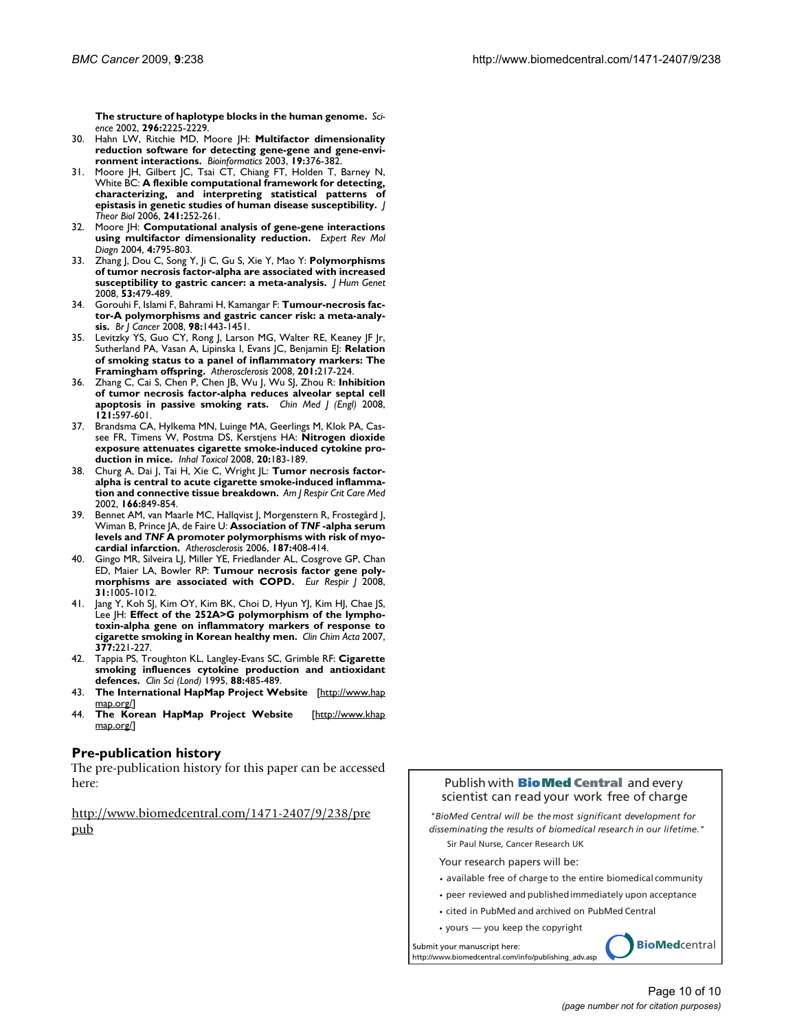**The structure of haplotype blocks in the human genome.** *Science* 2002, **296:**2225-2229.

30. Hahn LW, Ritchie MD, Moore JH: **Multifactor dimensionality reduction software for detecting gene-gene and gene-environment interactions.** *Bioinformatics* 2003, **19:**376-382.
31. Moore JH, Gilbert JC, Tsai CT, Chiang FT, Holden T, Barney N, White BC: **A flexible computational framework for detecting, characterizing, and interpreting statistical patterns of epistasis in genetic studies of human disease susceptibility.** *J Theor Biol* 2006, **241:**252-261.
32. Moore JH: **Computational analysis of gene-gene interactions using multifactor dimensionality reduction.** *Expert Rev Mol Diagn* 2004, **4:**795-803.
33. Zhang J, Dou C, Song Y, Ji C, Gu S, Xie Y, Mao Y: **Polymorphisms of tumor necrosis factor-alpha are associated with increased susceptibility to gastric cancer: a meta-analysis.** *J Hum Genet* 2008, **53:**479-489.
34. Gorouhi F, Islami F, Bahrami H, Kamangar F: **Tumour-necrosis factor-A polymorphisms and gastric cancer risk: a meta-analysis.** *Br J Cancer* 2008, **98:**1443-1451.
35. Levitzky YS, Guo CY, Rong J, Larson MG, Walter RE, Keaney JF Jr, Sutherland PA, Vasan A, Lipinska I, Evans JC, Benjamin EJ: **Relation of smoking status to a panel of inflammatory markers: The Framingham offspring.** *Atherosclerosis* 2008, **201:**217-224.
36. Zhang C, Cai S, Chen P, Chen JB, Wu J, Wu SJ, Zhou R: **Inhibition of tumor necrosis factor-alpha reduces alveolar septal cell apoptosis in passive smoking rats.** *Chin Med J (Engl)* 2008, **121:**597-601.
37. Brandsma CA, Hylkema MN, Luinge MA, Geerlings M, Klok PA, Cassee FR, Timens W, Postma DS, Kerstjens HA: **Nitrogen dioxide exposure attenuates cigarette smoke-induced cytokine production in mice.** *Inhal Toxicol* 2008, **20:**183-189.
38. Churg A, Dai J, Tai H, Xie C, Wright JL: **Tumor necrosis factor-alpha is central to acute cigarette smoke-induced inflammation and connective tissue breakdown.** *Am J Respir Crit Care Med* 2002, **166:**849-854.
39. Bennet AM, van Maarle MC, Hallqvist J, Morgenstern R, Frostegård J, Wiman B, Prince JA, de Faire U: **Association of *TNF* -alpha serum levels and *TNF* A promoter polymorphisms with risk of myocardial infarction.** *Atherosclerosis* 2006, **187:**408-414.
40. Gingo MR, Silveira LJ, Miller YE, Friedlander AL, Cosgrove GP, Chan ED, Maier LA, Bowler RP: **Tumour necrosis factor gene polymorphisms are associated with COPD.** *Eur Respir J* 2008, **31:**1005-1012.
41. Jang Y, Koh SJ, Kim OY, Kim BK, Choi D, Hyun YJ, Kim HJ, Chae JS, Lee JH: **Effect of the 252A>G polymorphism of the lymphotoxin-alpha gene on inflammatory markers of response to cigarette smoking in Korean healthy men.** *Clin Chim Acta* 2007, **377:**221-227.
42. Tappia PS, Troughton KL, Langley-Evans SC, Grimble RF: **Cigarette smoking influences cytokine production and antioxidant defences.** *Clin Sci (Lond)* 1995, **88:**485-489.
43. **The International HapMap Project Website** [http://www.hapmap.org/]
44. **The Korean HapMap Project Website** [http://www.khapmap.org/]

## Pre-publication history

The pre-publication history for this paper can be accessed here:

http://www.biomedcentral.com/1471-2407/9/238/prepub

Publish with **BioMed Central** and every scientist can read your work free of charge

*"BioMed Central will be the most significant development for disseminating the results of biomedical research in our lifetime."*

Sir Paul Nurse, Cancer Research UK

Your research papers will be:

- available free of charge to the entire biomedical community
- peer reviewed and published immediately upon acceptance
- cited in PubMed and archived on PubMed Central
- yours — you keep the copyright

Submit your manuscript here:
http://www.biomedcentral.com/info/publishing_adv.asp

BioMedcentral